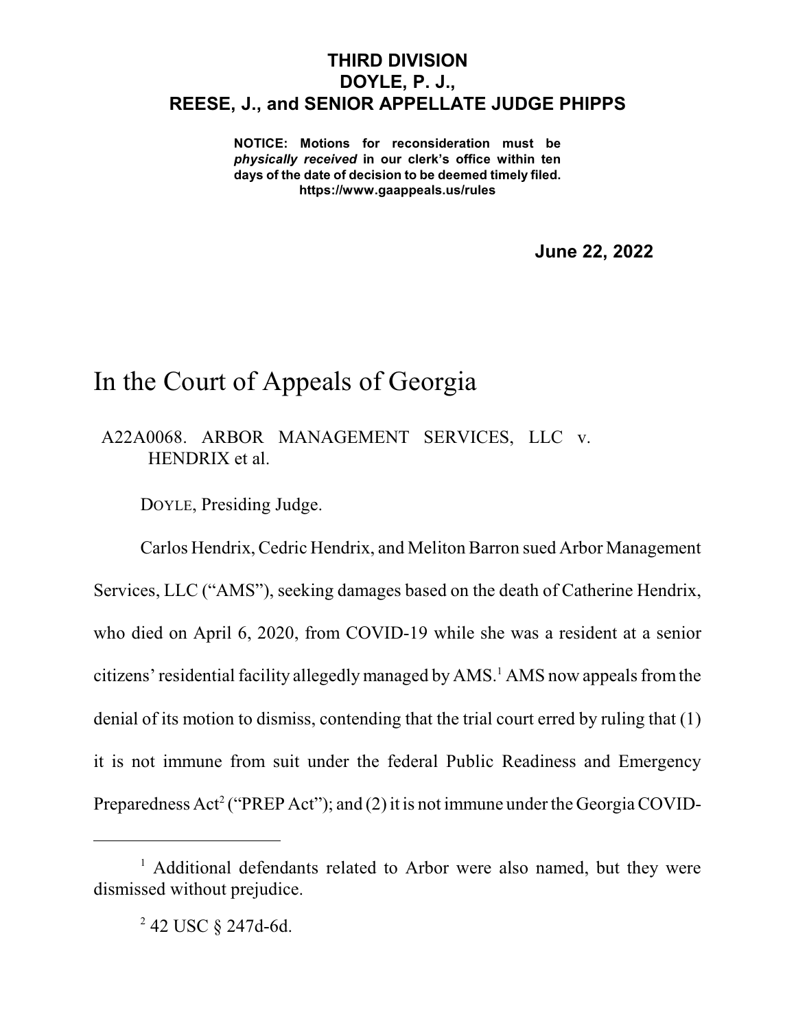**THIRD DIVISION**
**DOYLE, P. J.,**
**REESE, J., and SENIOR APPELLATE JUDGE PHIPPS**

**NOTICE: Motions for reconsideration must be *physically received* in our clerk's office within ten days of the date of decision to be deemed timely filed.**
**https://www.gaappeals.us/rules**

**June 22, 2022**

# In the Court of Appeals of Georgia

A22A0068. ARBOR MANAGEMENT SERVICES, LLC v. HENDRIX et al.

DOYLE, Presiding Judge.

Carlos Hendrix, Cedric Hendrix, and Meliton Barron sued Arbor Management Services, LLC ("AMS"), seeking damages based on the death of Catherine Hendrix, who died on April 6, 2020, from COVID-19 while she was a resident at a senior citizens' residential facility allegedly managed by AMS.[1] AMS now appeals from the denial of its motion to dismiss, contending that the trial court erred by ruling that (1) it is not immune from suit under the federal Public Readiness and Emergency Preparedness Act[2] ("PREP Act"); and (2) it is not immune under the Georgia COVID-

---

[1] Additional defendants related to Arbor were also named, but they were dismissed without prejudice.

[2] 42 USC § 247d-6d.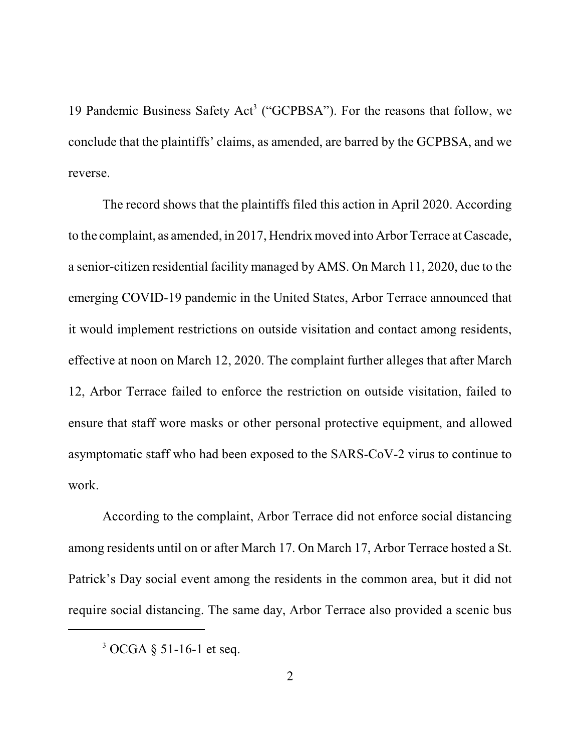19 Pandemic Business Safety Act[3] ("GCPBSA"). For the reasons that follow, we conclude that the plaintiffs' claims, as amended, are barred by the GCPBSA, and we reverse.

The record shows that the plaintiffs filed this action in April 2020. According to the complaint, as amended, in 2017, Hendrix moved into Arbor Terrace at Cascade, a senior-citizen residential facility managed by AMS. On March 11, 2020, due to the emerging COVID-19 pandemic in the United States, Arbor Terrace announced that it would implement restrictions on outside visitation and contact among residents, effective at noon on March 12, 2020. The complaint further alleges that after March 12, Arbor Terrace failed to enforce the restriction on outside visitation, failed to ensure that staff wore masks or other personal protective equipment, and allowed asymptomatic staff who had been exposed to the SARS-CoV-2 virus to continue to work.

According to the complaint, Arbor Terrace did not enforce social distancing among residents until on or after March 17. On March 17, Arbor Terrace hosted a St. Patrick's Day social event among the residents in the common area, but it did not require social distancing. The same day, Arbor Terrace also provided a scenic bus

[3] OCGA § 51-16-1 et seq.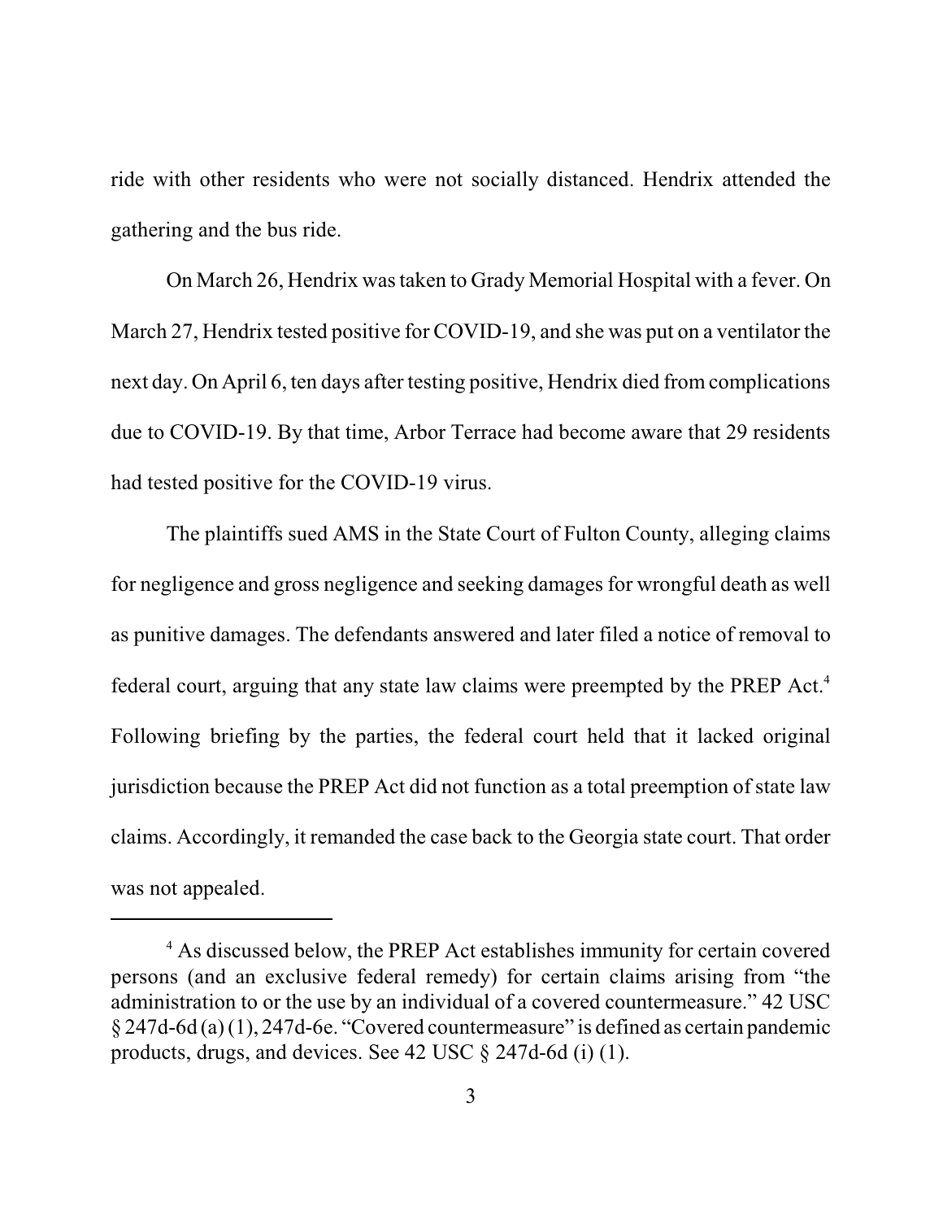ride with other residents who were not socially distanced. Hendrix attended the gathering and the bus ride.

On March 26, Hendrix was taken to Grady Memorial Hospital with a fever. On March 27, Hendrix tested positive for COVID-19, and she was put on a ventilator the next day. On April 6, ten days after testing positive, Hendrix died from complications due to COVID-19. By that time, Arbor Terrace had become aware that 29 residents had tested positive for the COVID-19 virus.

The plaintiffs sued AMS in the State Court of Fulton County, alleging claims for negligence and gross negligence and seeking damages for wrongful death as well as punitive damages. The defendants answered and later filed a notice of removal to federal court, arguing that any state law claims were preempted by the PREP Act.[4] Following briefing by the parties, the federal court held that it lacked original jurisdiction because the PREP Act did not function as a total preemption of state law claims. Accordingly, it remanded the case back to the Georgia state court. That order was not appealed.

---

[4] As discussed below, the PREP Act establishes immunity for certain covered persons (and an exclusive federal remedy) for certain claims arising from "the administration to or the use by an individual of a covered countermeasure." 42 USC § 247d-6d (a) (1), 247d-6e. "Covered countermeasure" is defined as certain pandemic products, drugs, and devices. See 42 USC § 247d-6d (i) (1).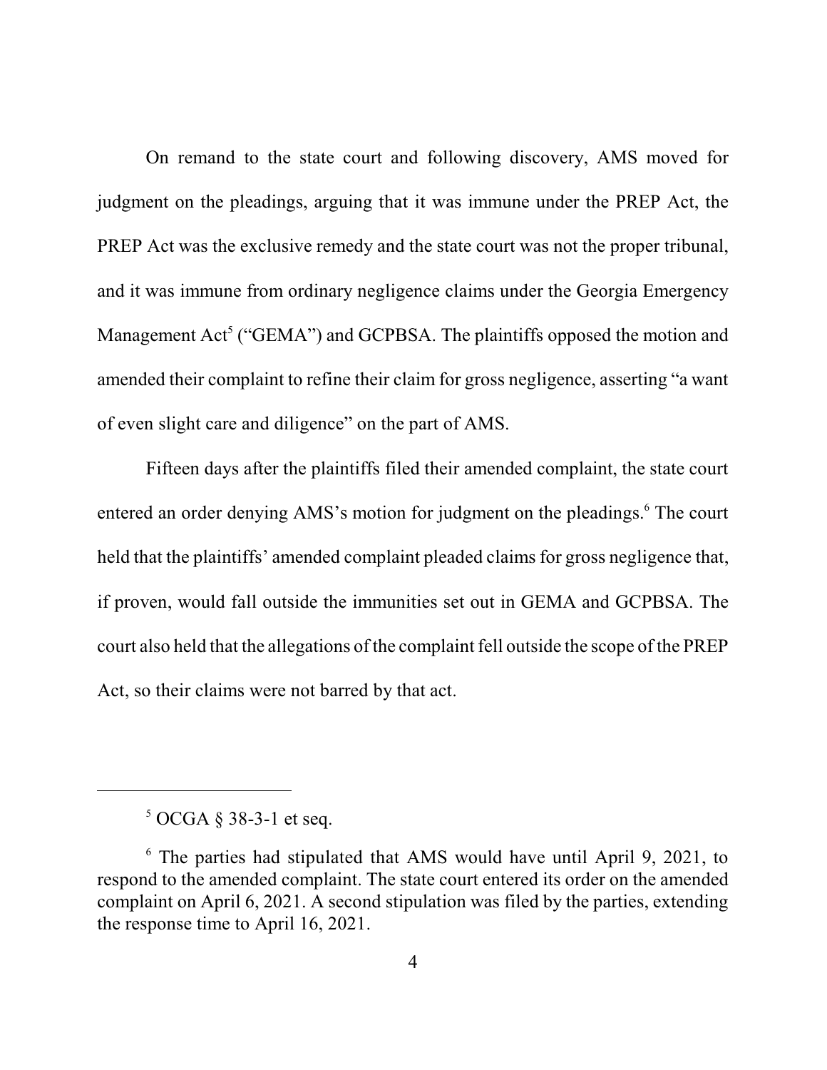On remand to the state court and following discovery, AMS moved for judgment on the pleadings, arguing that it was immune under the PREP Act, the PREP Act was the exclusive remedy and the state court was not the proper tribunal, and it was immune from ordinary negligence claims under the Georgia Emergency Management Act[5] ("GEMA") and GCPBSA. The plaintiffs opposed the motion and amended their complaint to refine their claim for gross negligence, asserting "a want of even slight care and diligence" on the part of AMS.

Fifteen days after the plaintiffs filed their amended complaint, the state court entered an order denying AMS's motion for judgment on the pleadings.[6] The court held that the plaintiffs' amended complaint pleaded claims for gross negligence that, if proven, would fall outside the immunities set out in GEMA and GCPBSA. The court also held that the allegations of the complaint fell outside the scope of the PREP Act, so their claims were not barred by that act.

---

[5] OCGA § 38-3-1 et seq.

[6] The parties had stipulated that AMS would have until April 9, 2021, to respond to the amended complaint. The state court entered its order on the amended complaint on April 6, 2021. A second stipulation was filed by the parties, extending the response time to April 16, 2021.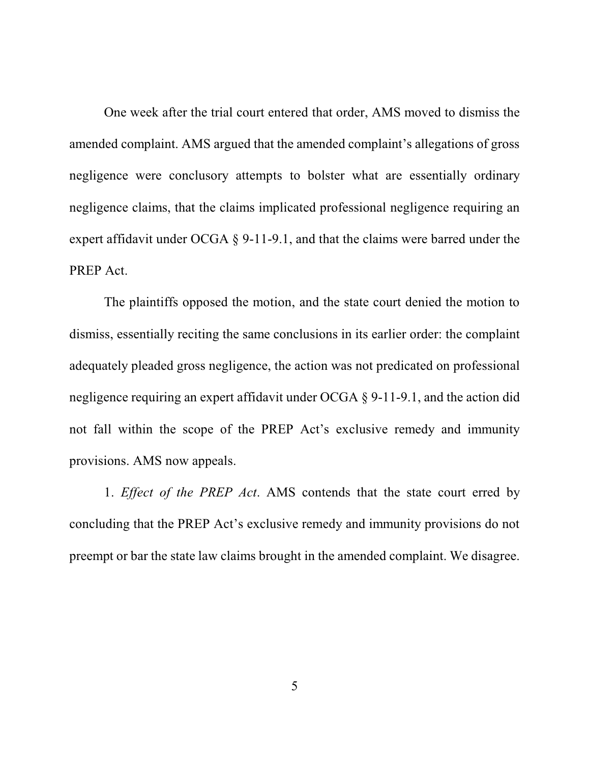One week after the trial court entered that order, AMS moved to dismiss the amended complaint. AMS argued that the amended complaint's allegations of gross negligence were conclusory attempts to bolster what are essentially ordinary negligence claims, that the claims implicated professional negligence requiring an expert affidavit under OCGA § 9-11-9.1, and that the claims were barred under the PREP Act.

The plaintiffs opposed the motion, and the state court denied the motion to dismiss, essentially reciting the same conclusions in its earlier order: the complaint adequately pleaded gross negligence, the action was not predicated on professional negligence requiring an expert affidavit under OCGA § 9-11-9.1, and the action did not fall within the scope of the PREP Act's exclusive remedy and immunity provisions. AMS now appeals.

1. *Effect of the PREP Act*. AMS contends that the state court erred by concluding that the PREP Act's exclusive remedy and immunity provisions do not preempt or bar the state law claims brought in the amended complaint. We disagree.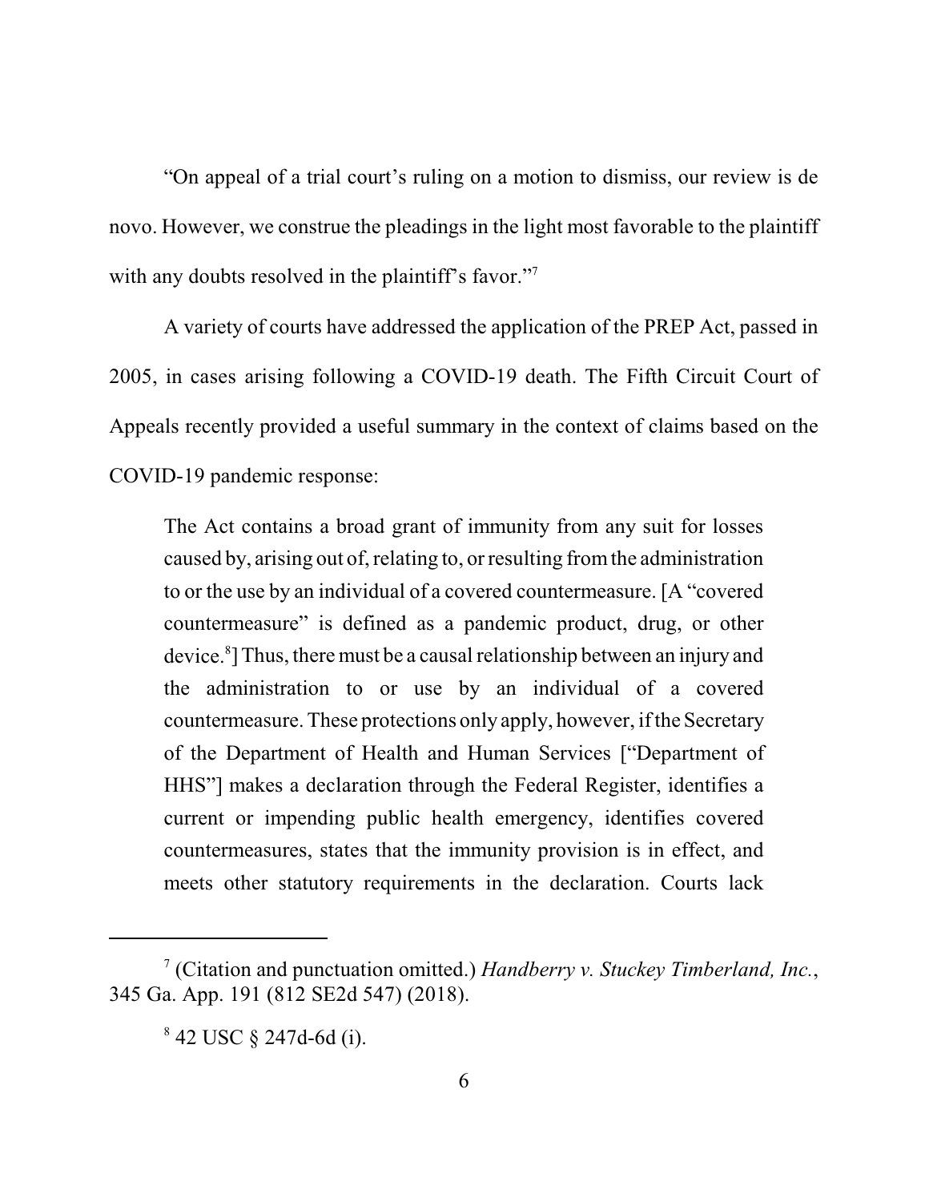"On appeal of a trial court's ruling on a motion to dismiss, our review is de novo. However, we construe the pleadings in the light most favorable to the plaintiff with any doubts resolved in the plaintiff's favor."[7]

A variety of courts have addressed the application of the PREP Act, passed in 2005, in cases arising following a COVID-19 death. The Fifth Circuit Court of Appeals recently provided a useful summary in the context of claims based on the COVID-19 pandemic response:

> The Act contains a broad grant of immunity from any suit for losses caused by, arising out of, relating to, or resulting from the administration to or the use by an individual of a covered countermeasure. [A "covered countermeasure" is defined as a pandemic product, drug, or other device.[8]] Thus, there must be a causal relationship between an injury and the administration to or use by an individual of a covered countermeasure. These protections only apply, however, if the Secretary of the Department of Health and Human Services ["Department of HHS"] makes a declaration through the Federal Register, identifies a current or impending public health emergency, identifies covered countermeasures, states that the immunity provision is in effect, and meets other statutory requirements in the declaration. Courts lack

---

[7] (Citation and punctuation omitted.) *Handberry v. Stuckey Timberland, Inc.*, 345 Ga. App. 191 (812 SE2d 547) (2018).

[8] 42 USC § 247d-6d (i).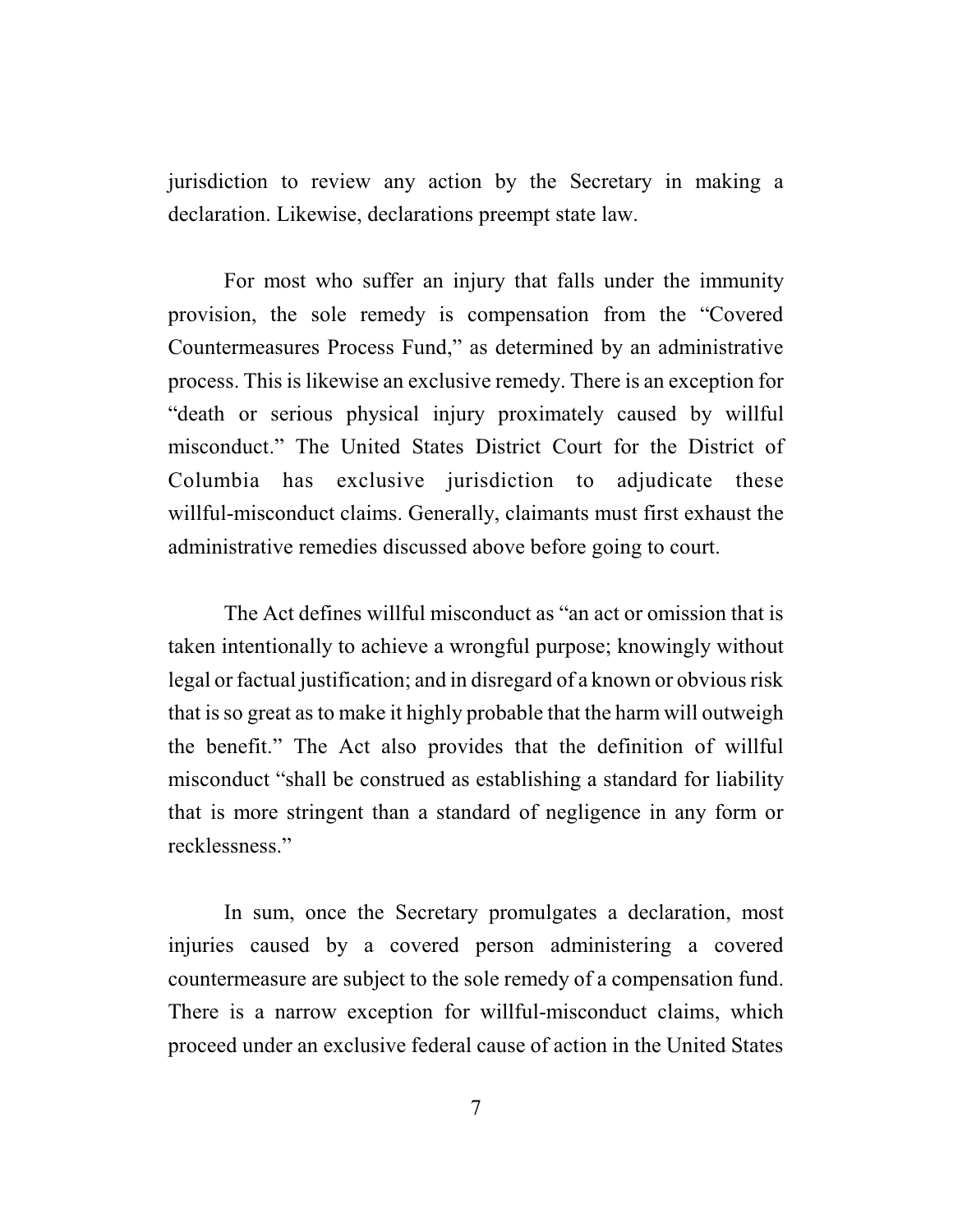jurisdiction to review any action by the Secretary in making a declaration. Likewise, declarations preempt state law.

For most who suffer an injury that falls under the immunity provision, the sole remedy is compensation from the "Covered Countermeasures Process Fund," as determined by an administrative process. This is likewise an exclusive remedy. There is an exception for "death or serious physical injury proximately caused by willful misconduct." The United States District Court for the District of Columbia has exclusive jurisdiction to adjudicate these willful-misconduct claims. Generally, claimants must first exhaust the administrative remedies discussed above before going to court.

The Act defines willful misconduct as "an act or omission that is taken intentionally to achieve a wrongful purpose; knowingly without legal or factual justification; and in disregard of a known or obvious risk that is so great as to make it highly probable that the harm will outweigh the benefit." The Act also provides that the definition of willful misconduct "shall be construed as establishing a standard for liability that is more stringent than a standard of negligence in any form or recklessness."

In sum, once the Secretary promulgates a declaration, most injuries caused by a covered person administering a covered countermeasure are subject to the sole remedy of a compensation fund. There is a narrow exception for willful-misconduct claims, which proceed under an exclusive federal cause of action in the United States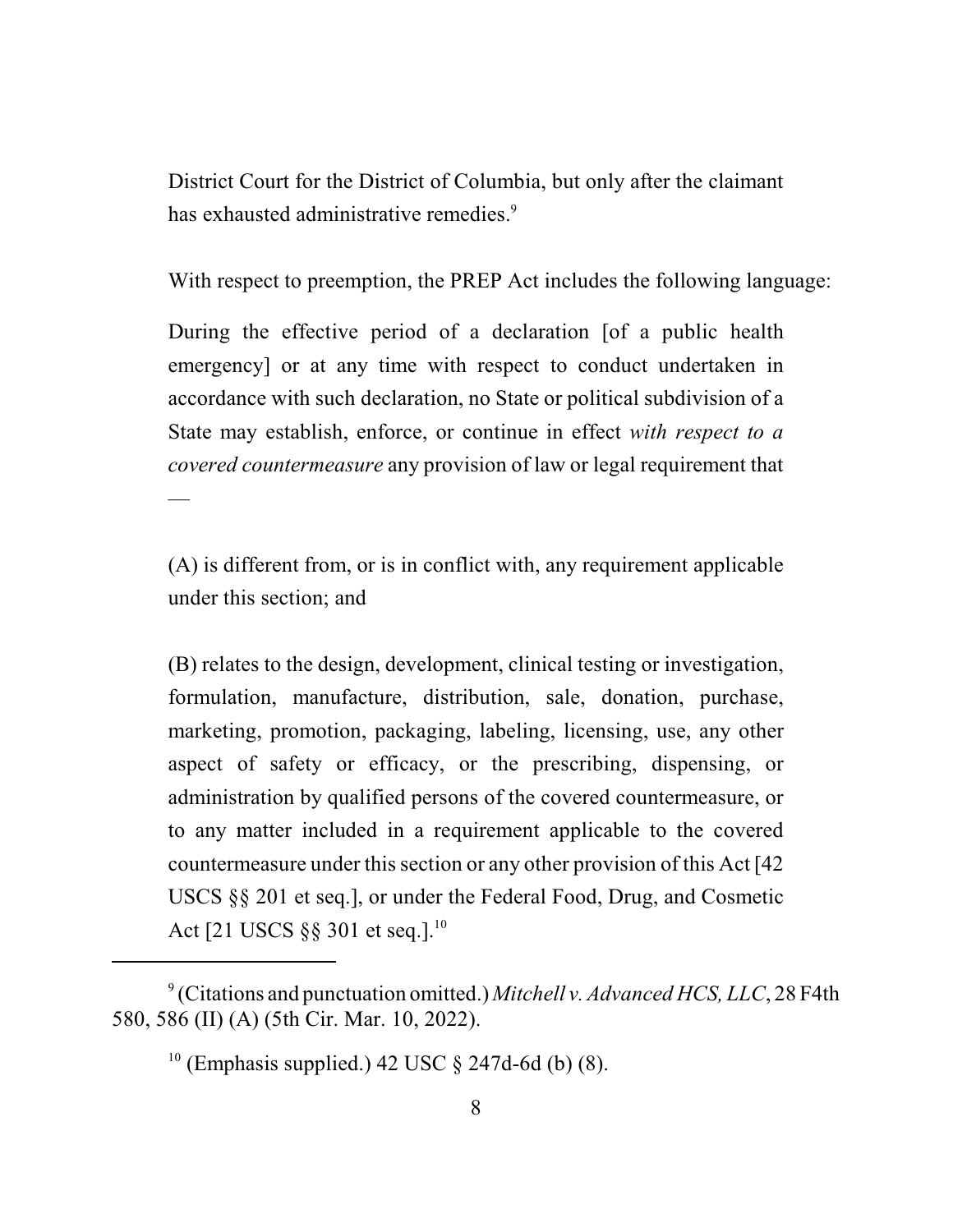District Court for the District of Columbia, but only after the claimant has exhausted administrative remedies.[9]

With respect to preemption, the PREP Act includes the following language:

> During the effective period of a declaration [of a public health emergency] or at any time with respect to conduct undertaken in accordance with such declaration, no State or political subdivision of a State may establish, enforce, or continue in effect *with respect to a covered countermeasure* any provision of law or legal requirement that —
>
> (A) is different from, or is in conflict with, any requirement applicable under this section; and
>
> (B) relates to the design, development, clinical testing or investigation, formulation, manufacture, distribution, sale, donation, purchase, marketing, promotion, packaging, labeling, licensing, use, any other aspect of safety or efficacy, or the prescribing, dispensing, or administration by qualified persons of the covered countermeasure, or to any matter included in a requirement applicable to the covered countermeasure under this section or any other provision of this Act [42 USCS §§ 201 et seq.], or under the Federal Food, Drug, and Cosmetic Act [21 USCS §§ 301 et seq.].[10]

---

[9] (Citations and punctuation omitted.) *Mitchell v. Advanced HCS, LLC*, 28 F4th 580, 586 (II) (A) (5th Cir. Mar. 10, 2022).

[10] (Emphasis supplied.) 42 USC § 247d-6d (b) (8).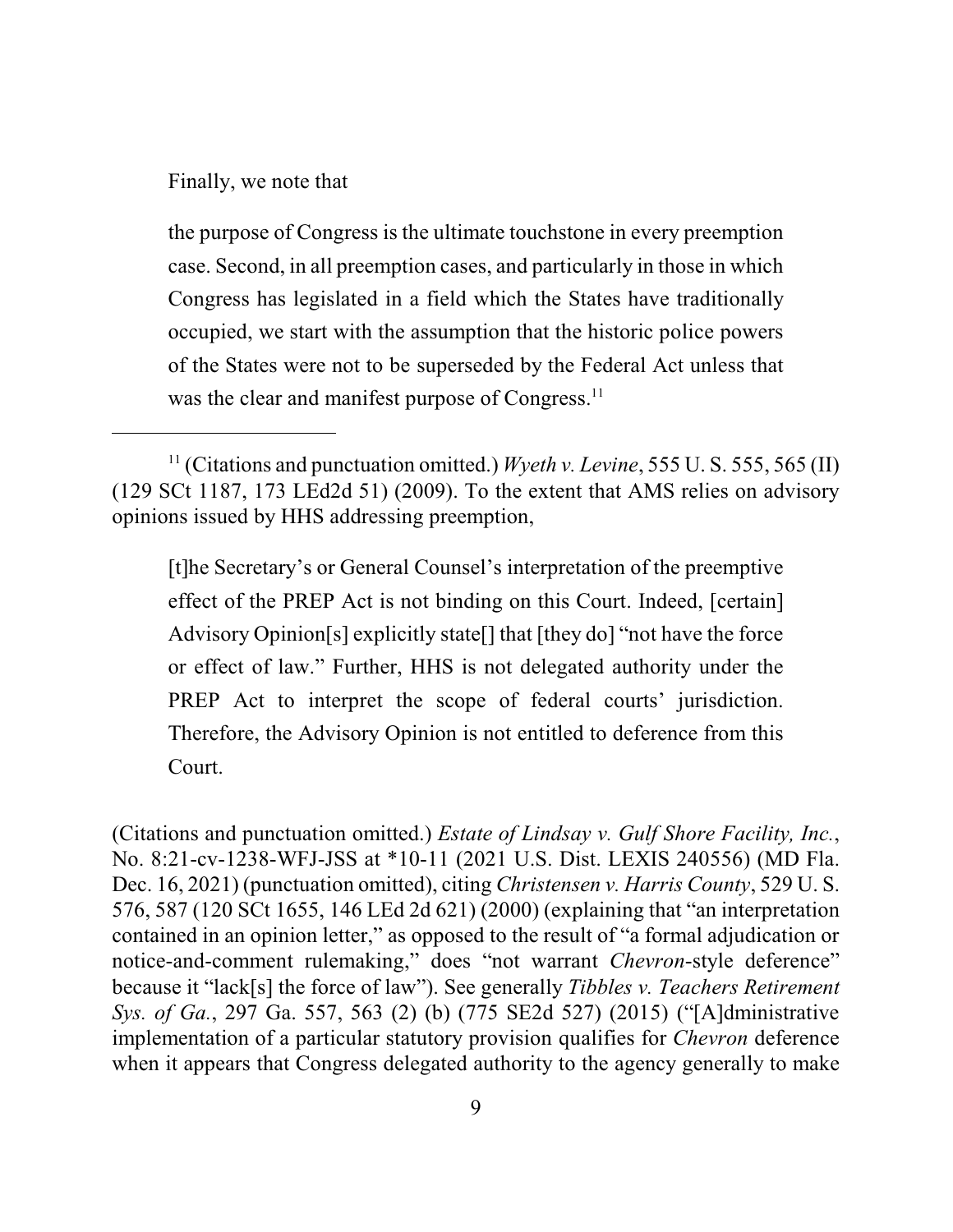Finally, we note that

> the purpose of Congress is the ultimate touchstone in every preemption case. Second, in all preemption cases, and particularly in those in which Congress has legislated in a field which the States have traditionally occupied, we start with the assumption that the historic police powers of the States were not to be superseded by the Federal Act unless that was the clear and manifest purpose of Congress.[11]

---

[11] (Citations and punctuation omitted.) *Wyeth v. Levine*, 555 U. S. 555, 565 (II) (129 SCt 1187, 173 LEd2d 51) (2009). To the extent that AMS relies on advisory opinions issued by HHS addressing preemption,

> [t]he Secretary's or General Counsel's interpretation of the preemptive effect of the PREP Act is not binding on this Court. Indeed, [certain] Advisory Opinion[s] explicitly state[] that [they do] "not have the force or effect of law." Further, HHS is not delegated authority under the PREP Act to interpret the scope of federal courts' jurisdiction. Therefore, the Advisory Opinion is not entitled to deference from this Court.

(Citations and punctuation omitted.) *Estate of Lindsay v. Gulf Shore Facility, Inc.*, No. 8:21-cv-1238-WFJ-JSS at *10-11 (2021 U.S. Dist. LEXIS 240556) (MD Fla. Dec. 16, 2021) (punctuation omitted), citing *Christensen v. Harris County*, 529 U. S. 576, 587 (120 SCt 1655, 146 LEd 2d 621) (2000) (explaining that "an interpretation contained in an opinion letter," as opposed to the result of "a formal adjudication or notice-and-comment rulemaking," does "not warrant *Chevron*-style deference" because it "lack[s] the force of law"). See generally *Tibbles v. Teachers Retirement Sys. of Ga.*, 297 Ga. 557, 563 (2) (b) (775 SE2d 527) (2015) ("[A]dministrative implementation of a particular statutory provision qualifies for *Chevron* deference when it appears that Congress delegated authority to the agency generally to make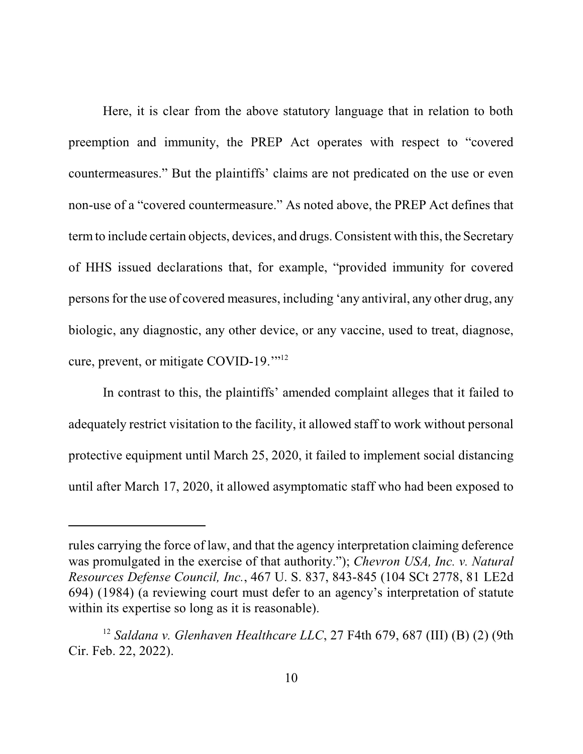Here, it is clear from the above statutory language that in relation to both preemption and immunity, the PREP Act operates with respect to "covered countermeasures." But the plaintiffs' claims are not predicated on the use or even non-use of a "covered countermeasure." As noted above, the PREP Act defines that term to include certain objects, devices, and drugs. Consistent with this, the Secretary of HHS issued declarations that, for example, "provided immunity for covered persons for the use of covered measures, including 'any antiviral, any other drug, any biologic, any diagnostic, any other device, or any vaccine, used to treat, diagnose, cure, prevent, or mitigate COVID-19.'"[12]

In contrast to this, the plaintiffs' amended complaint alleges that it failed to adequately restrict visitation to the facility, it allowed staff to work without personal protective equipment until March 25, 2020, it failed to implement social distancing until after March 17, 2020, it allowed asymptomatic staff who had been exposed to

---

rules carrying the force of law, and that the agency interpretation claiming deference was promulgated in the exercise of that authority."); *Chevron USA, Inc. v. Natural Resources Defense Council, Inc.*, 467 U. S. 837, 843-845 (104 SCt 2778, 81 LE2d 694) (1984) (a reviewing court must defer to an agency's interpretation of statute within its expertise so long as it is reasonable).

[12] *Saldana v. Glenhaven Healthcare LLC*, 27 F4th 679, 687 (III) (B) (2) (9th Cir. Feb. 22, 2022).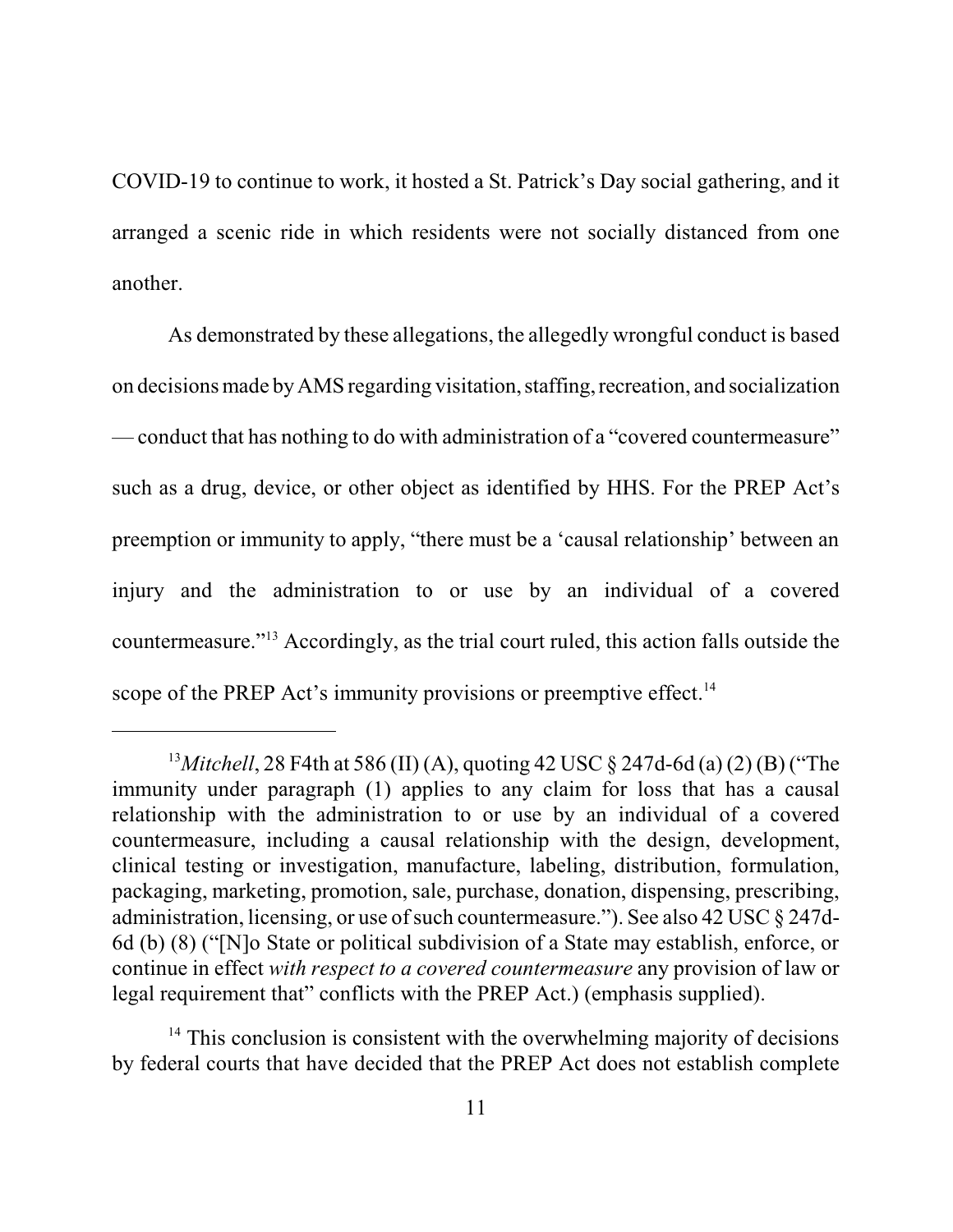COVID-19 to continue to work, it hosted a St. Patrick's Day social gathering, and it arranged a scenic ride in which residents were not socially distanced from one another.

As demonstrated by these allegations, the allegedly wrongful conduct is based on decisions made by AMS regarding visitation, staffing, recreation, and socialization — conduct that has nothing to do with administration of a "covered countermeasure" such as a drug, device, or other object as identified by HHS. For the PREP Act's preemption or immunity to apply, "there must be a 'causal relationship' between an injury and the administration to or use by an individual of a covered countermeasure."[13] Accordingly, as the trial court ruled, this action falls outside the scope of the PREP Act's immunity provisions or preemptive effect.[14]

---

[13] *Mitchell*, 28 F4th at 586 (II) (A), quoting 42 USC § 247d-6d (a) (2) (B) ("The immunity under paragraph (1) applies to any claim for loss that has a causal relationship with the administration to or use by an individual of a covered countermeasure, including a causal relationship with the design, development, clinical testing or investigation, manufacture, labeling, distribution, formulation, packaging, marketing, promotion, sale, purchase, donation, dispensing, prescribing, administration, licensing, or use of such countermeasure."). See also 42 USC § 247d-6d (b) (8) ("[N]o State or political subdivision of a State may establish, enforce, or continue in effect *with respect to a covered countermeasure* any provision of law or legal requirement that" conflicts with the PREP Act.) (emphasis supplied).

[14] This conclusion is consistent with the overwhelming majority of decisions by federal courts that have decided that the PREP Act does not establish complete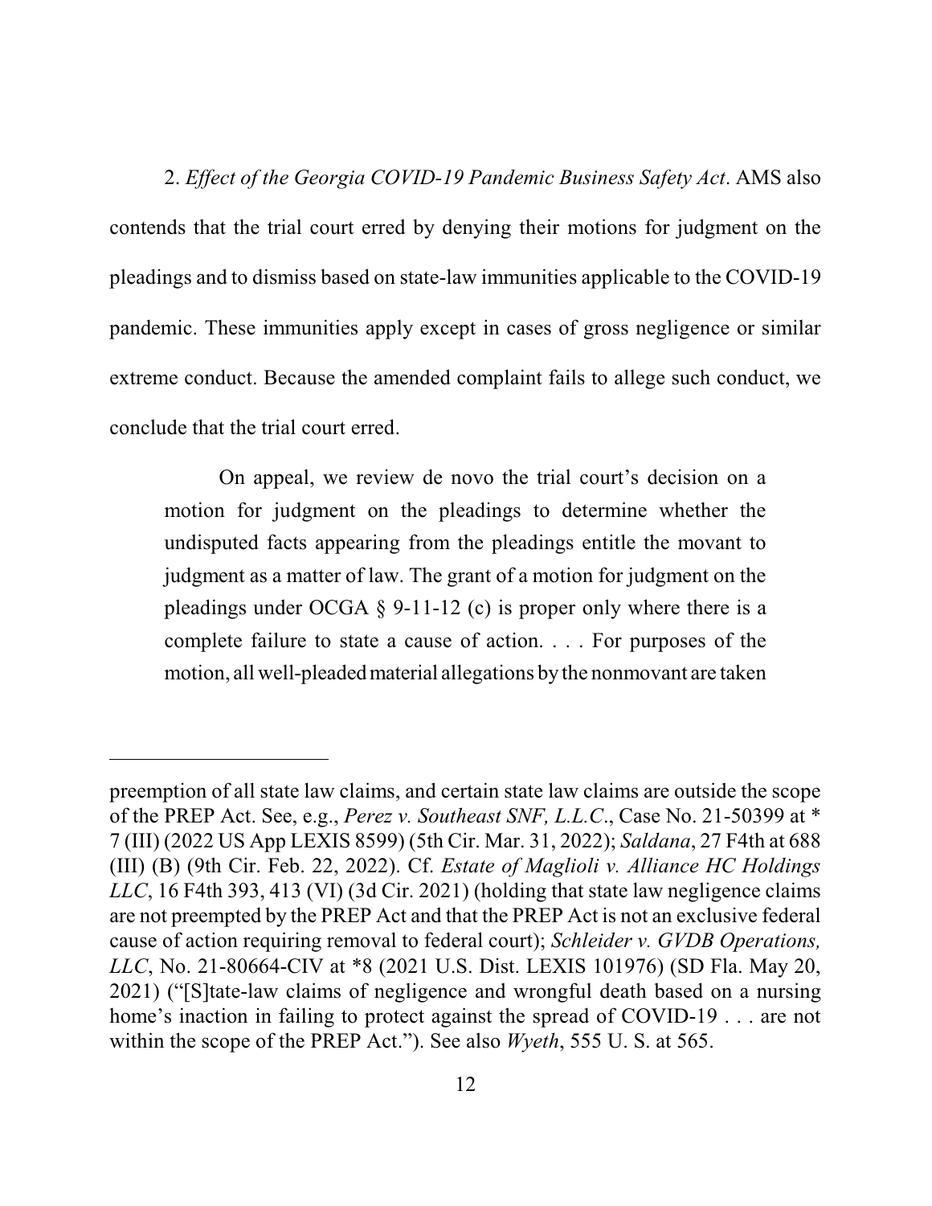2. *Effect of the Georgia COVID-19 Pandemic Business Safety Act*. AMS also contends that the trial court erred by denying their motions for judgment on the pleadings and to dismiss based on state-law immunities applicable to the COVID-19 pandemic. These immunities apply except in cases of gross negligence or similar extreme conduct. Because the amended complaint fails to allege such conduct, we conclude that the trial court erred.

> On appeal, we review de novo the trial court's decision on a motion for judgment on the pleadings to determine whether the undisputed facts appearing from the pleadings entitle the movant to judgment as a matter of law. The grant of a motion for judgment on the pleadings under OCGA § 9-11-12 (c) is proper only where there is a complete failure to state a cause of action. . . . For purposes of the motion, all well-pleaded material allegations by the nonmovant are taken

---

preemption of all state law claims, and certain state law claims are outside the scope of the PREP Act. See, e.g., *Perez v. Southeast SNF, L.L.C*., Case No. 21-50399 at * 7 (III) (2022 US App LEXIS 8599) (5th Cir. Mar. 31, 2022); *Saldana*, 27 F4th at 688 (III) (B) (9th Cir. Feb. 22, 2022). Cf. *Estate of Maglioli v. Alliance HC Holdings LLC*, 16 F4th 393, 413 (VI) (3d Cir. 2021) (holding that state law negligence claims are not preempted by the PREP Act and that the PREP Act is not an exclusive federal cause of action requiring removal to federal court); *Schleider v. GVDB Operations, LLC*, No. 21-80664-CIV at *8 (2021 U.S. Dist. LEXIS 101976) (SD Fla. May 20, 2021) ("[S]tate-law claims of negligence and wrongful death based on a nursing home's inaction in failing to protect against the spread of COVID-19 . . . are not within the scope of the PREP Act."). See also *Wyeth*, 555 U. S. at 565.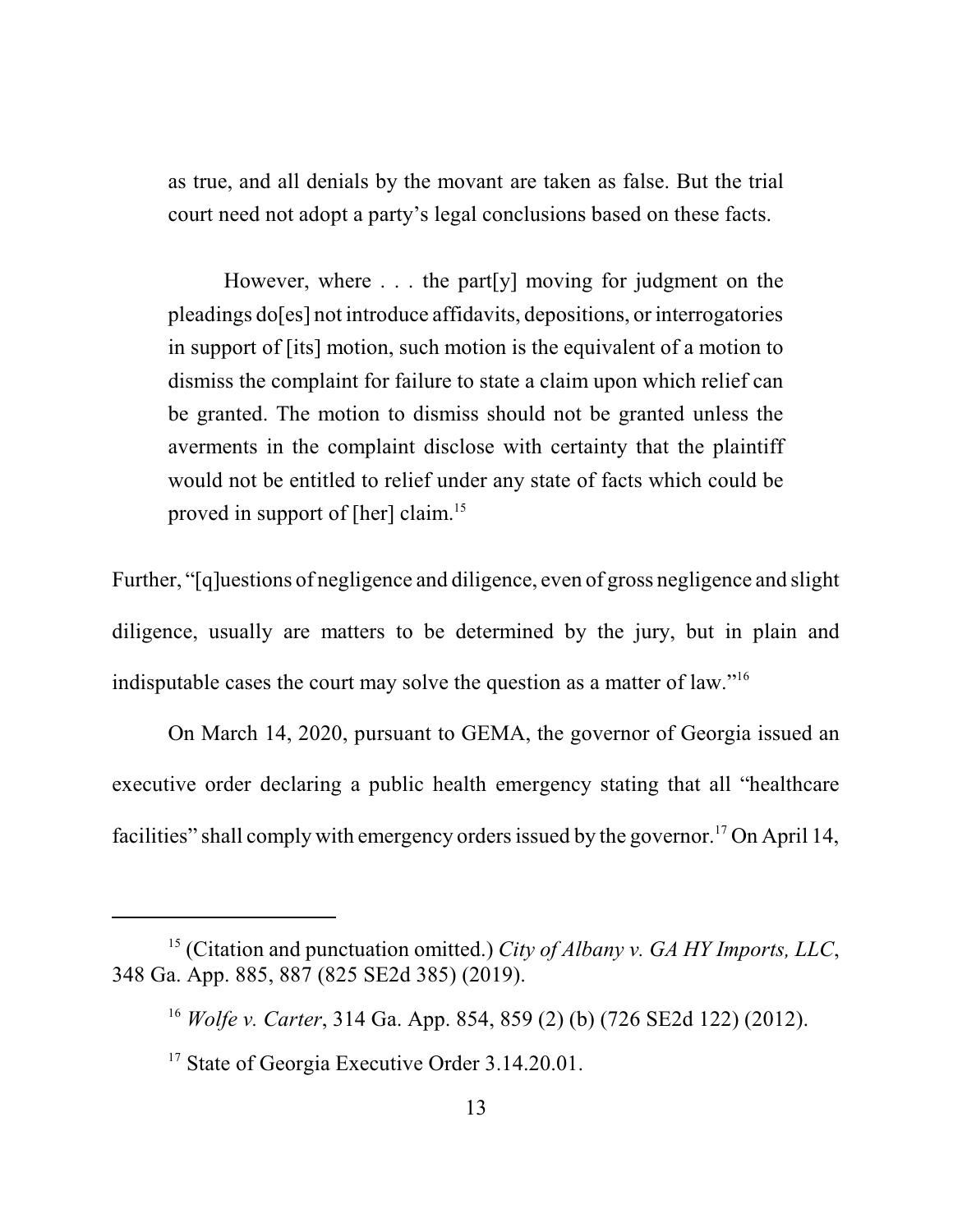as true, and all denials by the movant are taken as false. But the trial court need not adopt a party's legal conclusions based on these facts.

> However, where . . . the part[y] moving for judgment on the pleadings do[es] not introduce affidavits, depositions, or interrogatories in support of [its] motion, such motion is the equivalent of a motion to dismiss the complaint for failure to state a claim upon which relief can be granted. The motion to dismiss should not be granted unless the averments in the complaint disclose with certainty that the plaintiff would not be entitled to relief under any state of facts which could be proved in support of [her] claim.[15]

Further, "[q]uestions of negligence and diligence, even of gross negligence and slight diligence, usually are matters to be determined by the jury, but in plain and indisputable cases the court may solve the question as a matter of law."[16]

On March 14, 2020, pursuant to GEMA, the governor of Georgia issued an executive order declaring a public health emergency stating that all "healthcare facilities" shall comply with emergency orders issued by the governor.[17] On April 14,

---

[15] (Citation and punctuation omitted.) *City of Albany v. GA HY Imports, LLC*, 348 Ga. App. 885, 887 (825 SE2d 385) (2019).

[16] *Wolfe v. Carter*, 314 Ga. App. 854, 859 (2) (b) (726 SE2d 122) (2012).

[17] State of Georgia Executive Order 3.14.20.01.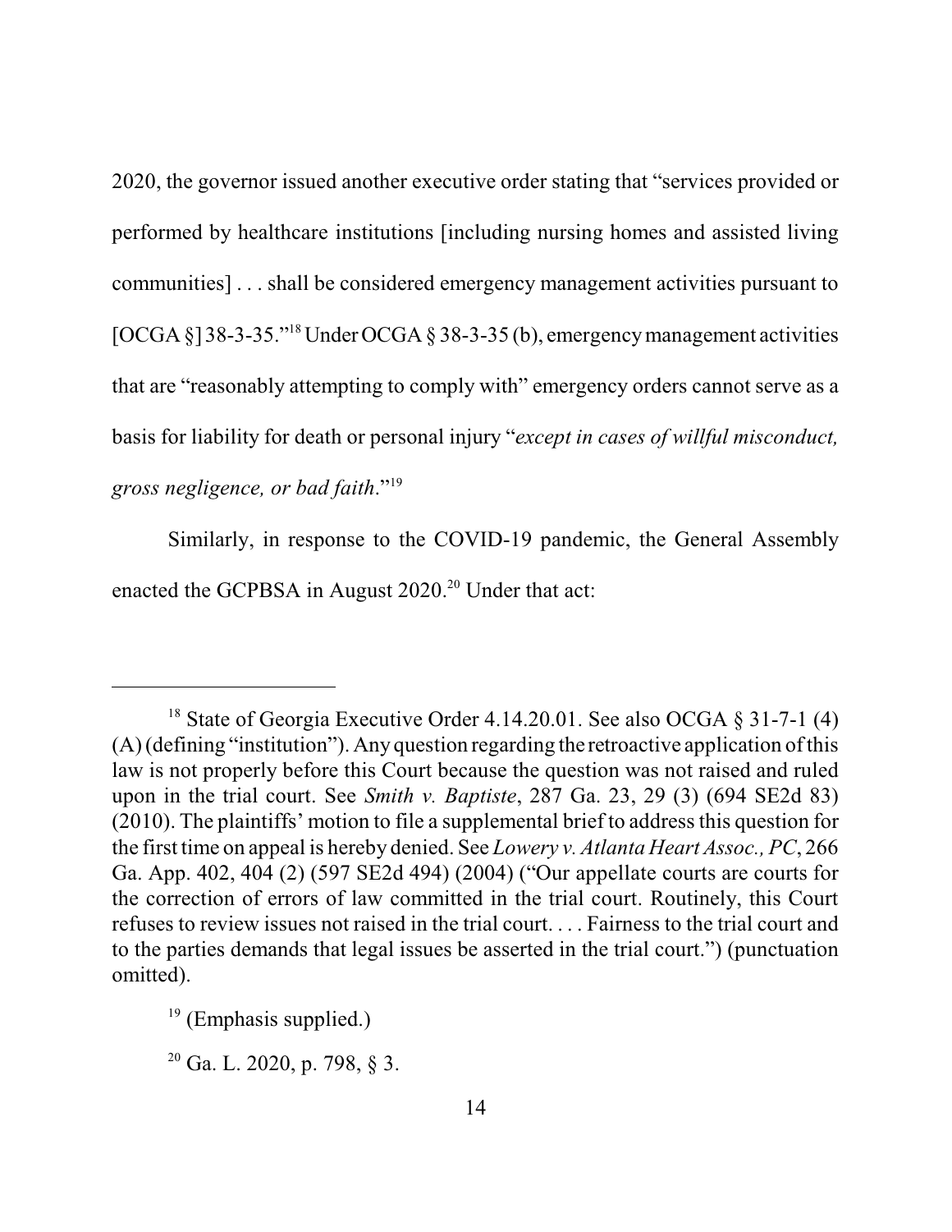2020, the governor issued another executive order stating that "services provided or performed by healthcare institutions [including nursing homes and assisted living communities] . . . shall be considered emergency management activities pursuant to [OCGA §] 38-3-35."[18] Under OCGA § 38-3-35 (b), emergency management activities that are "reasonably attempting to comply with" emergency orders cannot serve as a basis for liability for death or personal injury "*except in cases of willful misconduct, gross negligence, or bad faith*."[19]

Similarly, in response to the COVID-19 pandemic, the General Assembly enacted the GCPBSA in August 2020.[20] Under that act:

---

[18] State of Georgia Executive Order 4.14.20.01. See also OCGA § 31-7-1 (4) (A) (defining "institution"). Any question regarding the retroactive application of this law is not properly before this Court because the question was not raised and ruled upon in the trial court. See *Smith v. Baptiste*, 287 Ga. 23, 29 (3) (694 SE2d 83) (2010). The plaintiffs' motion to file a supplemental brief to address this question for the first time on appeal is hereby denied. See *Lowery v. Atlanta Heart Assoc., PC*, 266 Ga. App. 402, 404 (2) (597 SE2d 494) (2004) ("Our appellate courts are courts for the correction of errors of law committed in the trial court. Routinely, this Court refuses to review issues not raised in the trial court. . . . Fairness to the trial court and to the parties demands that legal issues be asserted in the trial court.") (punctuation omitted).

[19] (Emphasis supplied.)

[20] Ga. L. 2020, p. 798, § 3.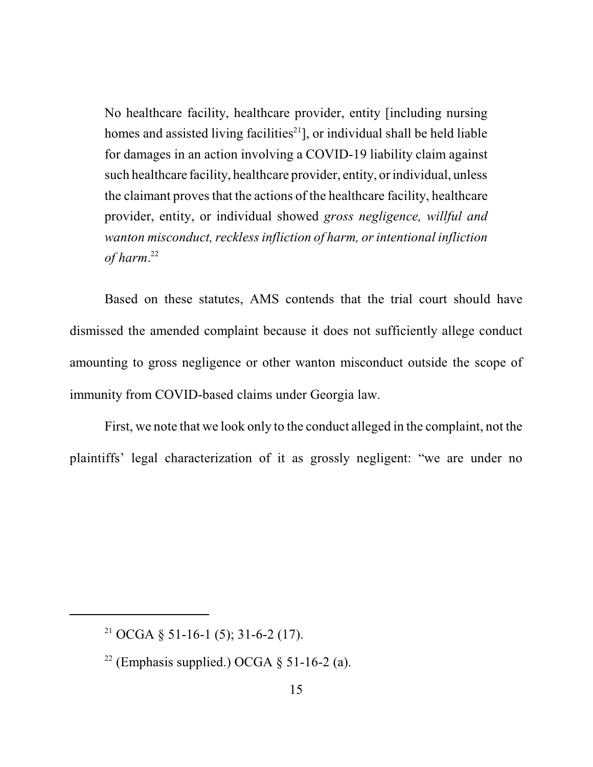> No healthcare facility, healthcare provider, entity [including nursing homes and assisted living facilities[21]], or individual shall be held liable for damages in an action involving a COVID-19 liability claim against such healthcare facility, healthcare provider, entity, or individual, unless the claimant proves that the actions of the healthcare facility, healthcare provider, entity, or individual showed *gross negligence, willful and wanton misconduct, reckless infliction of harm, or intentional infliction of harm*.[22]

Based on these statutes, AMS contends that the trial court should have dismissed the amended complaint because it does not sufficiently allege conduct amounting to gross negligence or other wanton misconduct outside the scope of immunity from COVID-based claims under Georgia law.

First, we note that we look only to the conduct alleged in the complaint, not the plaintiffs' legal characterization of it as grossly negligent: "we are under no

---

[21] OCGA § 51-16-1 (5); 31-6-2 (17).

[22] (Emphasis supplied.) OCGA § 51-16-2 (a).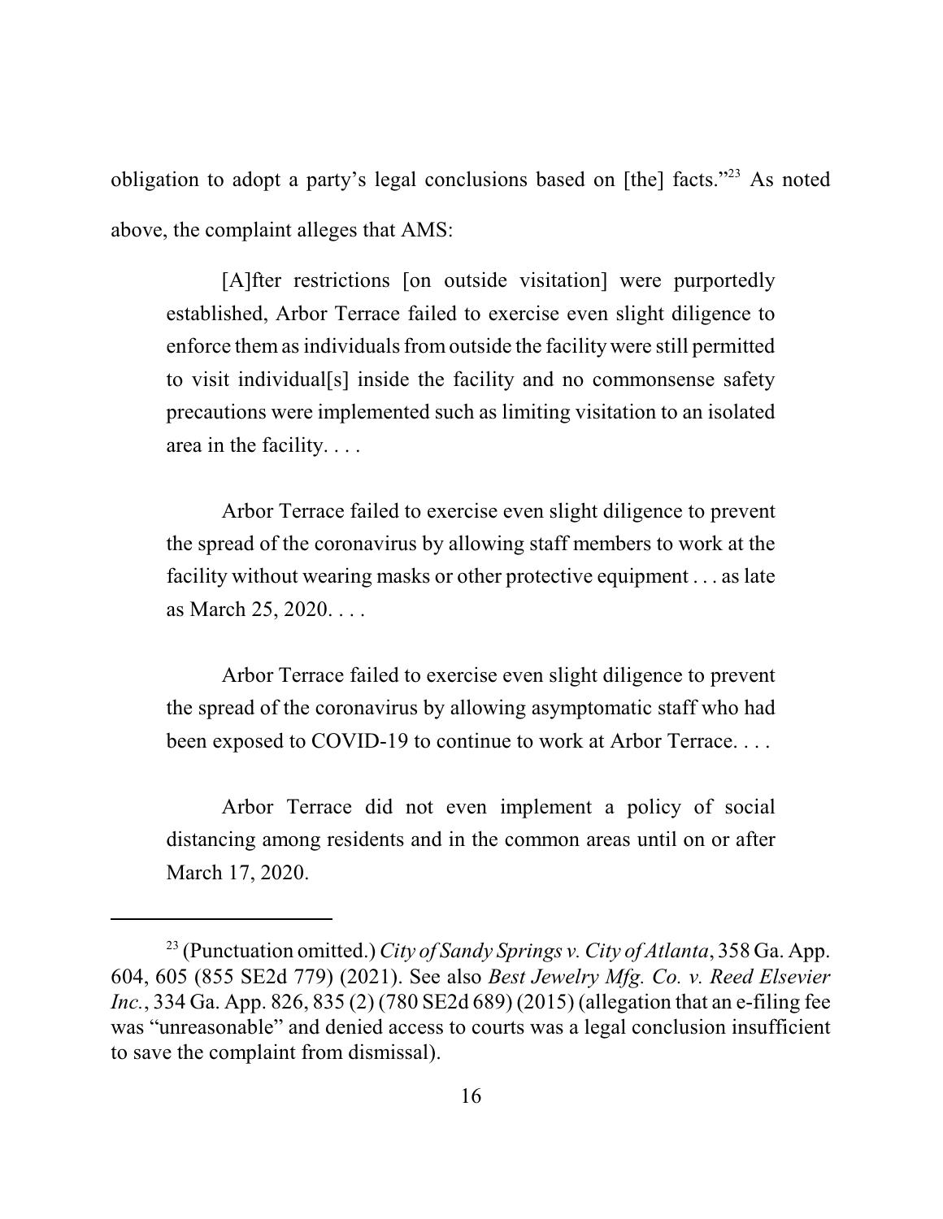obligation to adopt a party's legal conclusions based on [the] facts."[23] As noted above, the complaint alleges that AMS:

> [A]fter restrictions [on outside visitation] were purportedly established, Arbor Terrace failed to exercise even slight diligence to enforce them as individuals from outside the facility were still permitted to visit individual[s] inside the facility and no commonsense safety precautions were implemented such as limiting visitation to an isolated area in the facility. . . .
>
> Arbor Terrace failed to exercise even slight diligence to prevent the spread of the coronavirus by allowing staff members to work at the facility without wearing masks or other protective equipment . . . as late as March 25, 2020. . . .
>
> Arbor Terrace failed to exercise even slight diligence to prevent the spread of the coronavirus by allowing asymptomatic staff who had been exposed to COVID-19 to continue to work at Arbor Terrace. . . .
>
> Arbor Terrace did not even implement a policy of social distancing among residents and in the common areas until on or after March 17, 2020.

---

[23] (Punctuation omitted.) *City of Sandy Springs v. City of Atlanta*, 358 Ga. App. 604, 605 (855 SE2d 779) (2021). See also *Best Jewelry Mfg. Co. v. Reed Elsevier Inc.*, 334 Ga. App. 826, 835 (2) (780 SE2d 689) (2015) (allegation that an e-filing fee was "unreasonable" and denied access to courts was a legal conclusion insufficient to save the complaint from dismissal).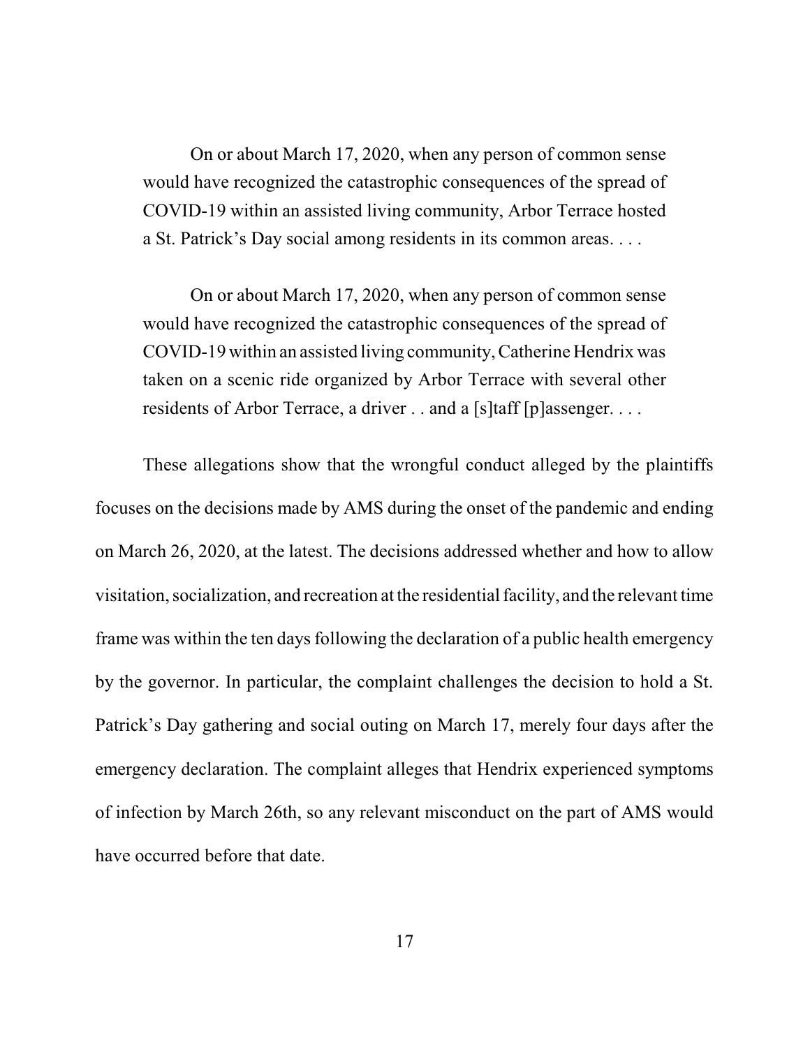> On or about March 17, 2020, when any person of common sense would have recognized the catastrophic consequences of the spread of COVID-19 within an assisted living community, Arbor Terrace hosted a St. Patrick's Day social among residents in its common areas. . . .
>
> On or about March 17, 2020, when any person of common sense would have recognized the catastrophic consequences of the spread of COVID-19 within an assisted living community, Catherine Hendrix was taken on a scenic ride organized by Arbor Terrace with several other residents of Arbor Terrace, a driver . . and a [s]taff [p]assenger. . . .

These allegations show that the wrongful conduct alleged by the plaintiffs focuses on the decisions made by AMS during the onset of the pandemic and ending on March 26, 2020, at the latest. The decisions addressed whether and how to allow visitation, socialization, and recreation at the residential facility, and the relevant time frame was within the ten days following the declaration of a public health emergency by the governor. In particular, the complaint challenges the decision to hold a St. Patrick's Day gathering and social outing on March 17, merely four days after the emergency declaration. The complaint alleges that Hendrix experienced symptoms of infection by March 26th, so any relevant misconduct on the part of AMS would have occurred before that date.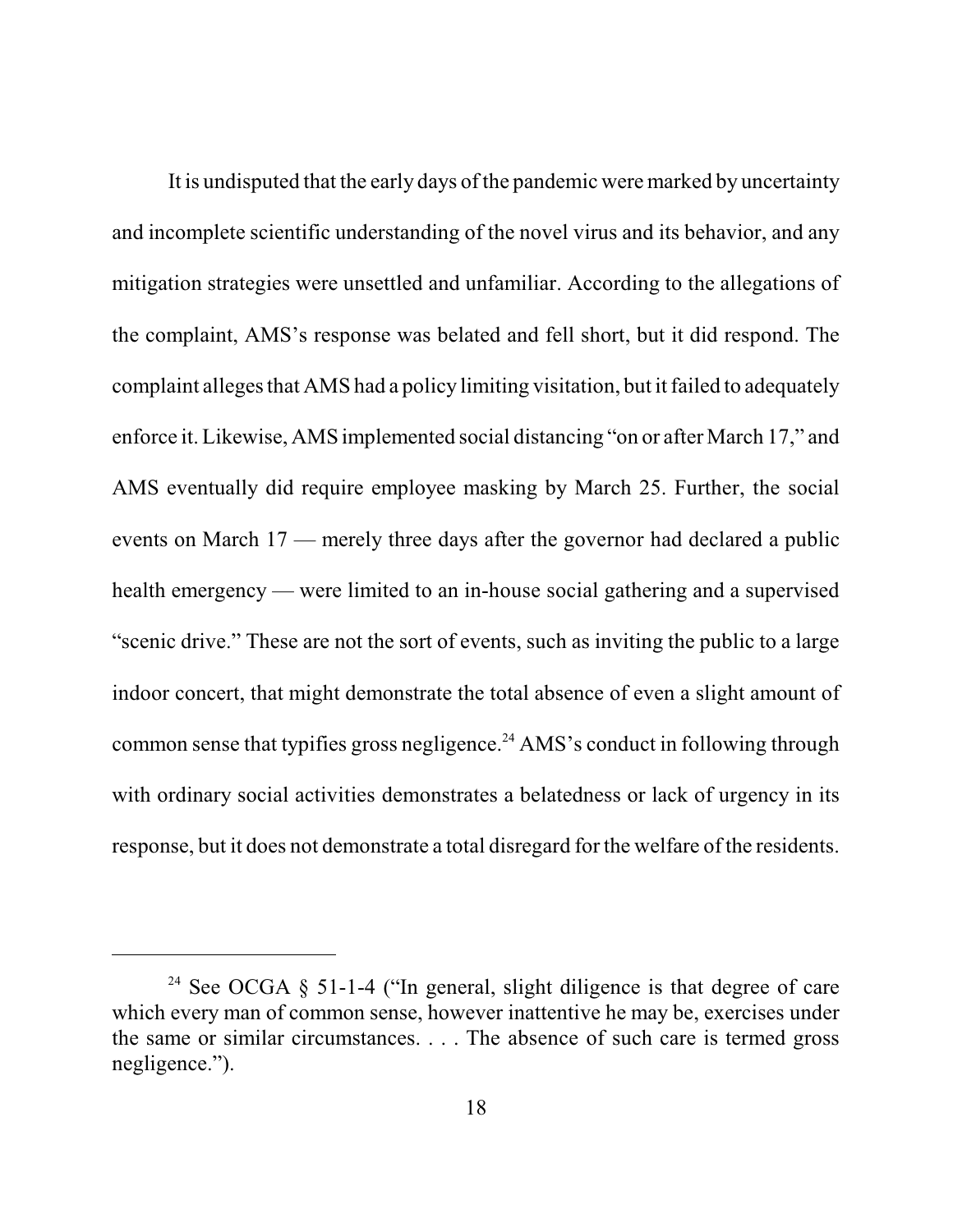It is undisputed that the early days of the pandemic were marked by uncertainty and incomplete scientific understanding of the novel virus and its behavior, and any mitigation strategies were unsettled and unfamiliar. According to the allegations of the complaint, AMS's response was belated and fell short, but it did respond. The complaint alleges that AMS had a policy limiting visitation, but it failed to adequately enforce it. Likewise, AMS implemented social distancing "on or after March 17," and AMS eventually did require employee masking by March 25. Further, the social events on March 17 — merely three days after the governor had declared a public health emergency — were limited to an in-house social gathering and a supervised "scenic drive." These are not the sort of events, such as inviting the public to a large indoor concert, that might demonstrate the total absence of even a slight amount of common sense that typifies gross negligence.[24] AMS's conduct in following through with ordinary social activities demonstrates a belatedness or lack of urgency in its response, but it does not demonstrate a total disregard for the welfare of the residents.

---

[24] See OCGA § 51-1-4 ("In general, slight diligence is that degree of care which every man of common sense, however inattentive he may be, exercises under the same or similar circumstances. . . . The absence of such care is termed gross negligence.").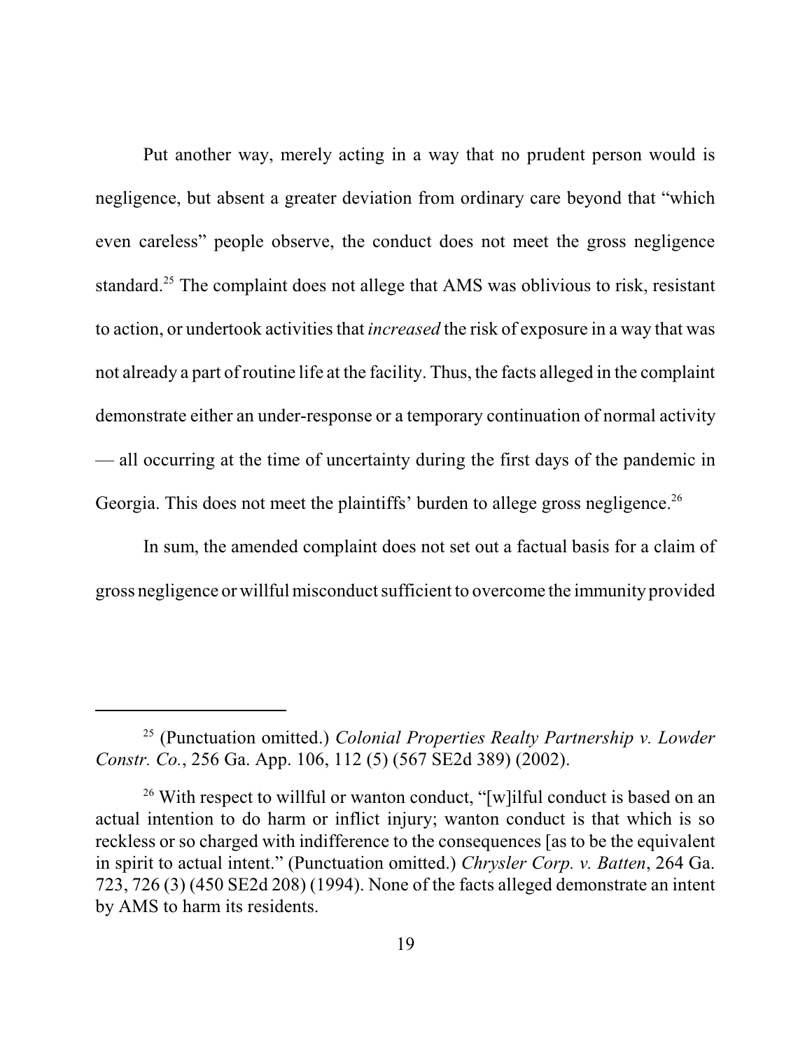Put another way, merely acting in a way that no prudent person would is negligence, but absent a greater deviation from ordinary care beyond that "which even careless" people observe, the conduct does not meet the gross negligence standard.[25] The complaint does not allege that AMS was oblivious to risk, resistant to action, or undertook activities that *increased* the risk of exposure in a way that was not already a part of routine life at the facility. Thus, the facts alleged in the complaint demonstrate either an under-response or a temporary continuation of normal activity — all occurring at the time of uncertainty during the first days of the pandemic in Georgia. This does not meet the plaintiffs' burden to allege gross negligence.[26]

In sum, the amended complaint does not set out a factual basis for a claim of gross negligence or willful misconduct sufficient to overcome the immunity provided

---

[25] (Punctuation omitted.) *Colonial Properties Realty Partnership v. Lowder Constr. Co.*, 256 Ga. App. 106, 112 (5) (567 SE2d 389) (2002).

[26] With respect to willful or wanton conduct, "[w]ilful conduct is based on an actual intention to do harm or inflict injury; wanton conduct is that which is so reckless or so charged with indifference to the consequences [as to be the equivalent in spirit to actual intent." (Punctuation omitted.) *Chrysler Corp. v. Batten*, 264 Ga. 723, 726 (3) (450 SE2d 208) (1994). None of the facts alleged demonstrate an intent by AMS to harm its residents.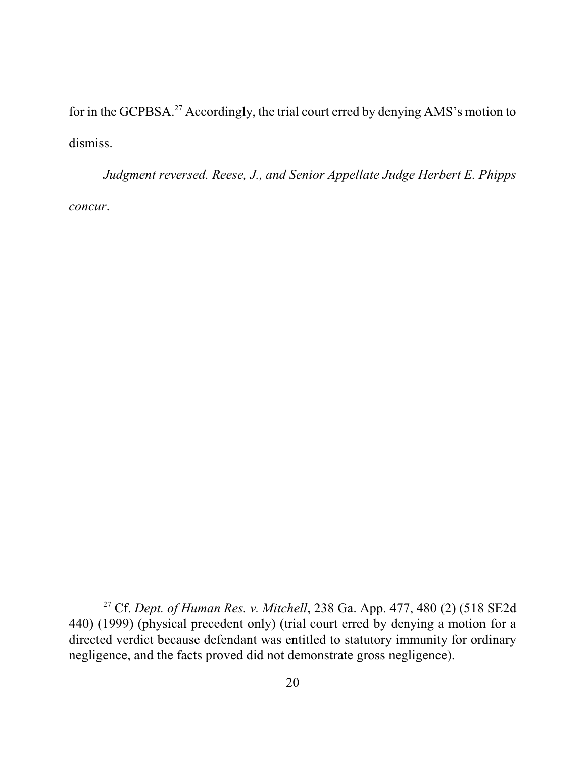for in the GCPBSA.[27] Accordingly, the trial court erred by denying AMS's motion to dismiss.

*Judgment reversed. Reese, J., and Senior Appellate Judge Herbert E. Phipps concur*.

---

[27] Cf. *Dept. of Human Res. v. Mitchell*, 238 Ga. App. 477, 480 (2) (518 SE2d 440) (1999) (physical precedent only) (trial court erred by denying a motion for a directed verdict because defendant was entitled to statutory immunity for ordinary negligence, and the facts proved did not demonstrate gross negligence).